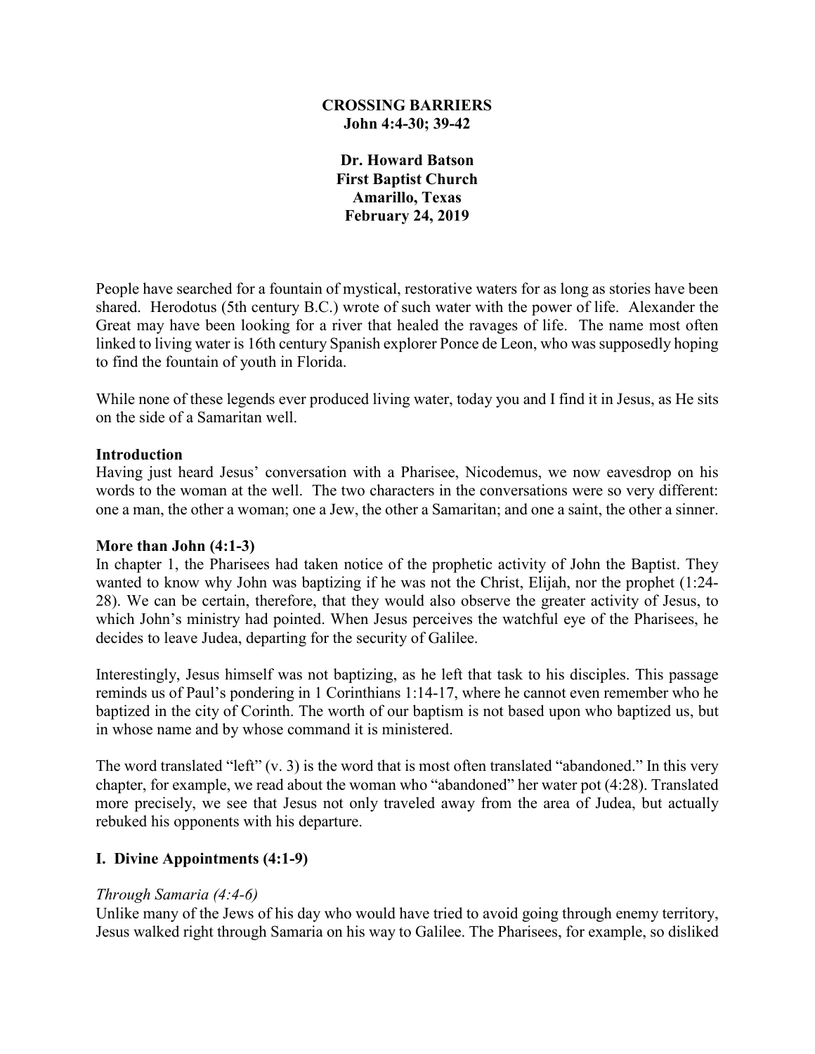# CROSSING BARRIERS
**John 4:4-30; 39-42**

**Dr. Howard Batson**
**First Baptist Church**
**Amarillo, Texas**
**February 24, 2019**

People have searched for a fountain of mystical, restorative waters for as long as stories have been shared. Herodotus (5th century B.C.) wrote of such water with the power of life. Alexander the Great may have been looking for a river that healed the ravages of life. The name most often linked to living water is 16th century Spanish explorer Ponce de Leon, who was supposedly hoping to find the fountain of youth in Florida.

While none of these legends ever produced living water, today you and I find it in Jesus, as He sits on the side of a Samaritan well.

## Introduction

Having just heard Jesus' conversation with a Pharisee, Nicodemus, we now eavesdrop on his words to the woman at the well. The two characters in the conversations were so very different: one a man, the other a woman; one a Jew, the other a Samaritan; and one a saint, the other a sinner.

## More than John (4:1-3)

In chapter 1, the Pharisees had taken notice of the prophetic activity of John the Baptist. They wanted to know why John was baptizing if he was not the Christ, Elijah, nor the prophet (1:24-28). We can be certain, therefore, that they would also observe the greater activity of Jesus, to which John's ministry had pointed. When Jesus perceives the watchful eye of the Pharisees, he decides to leave Judea, departing for the security of Galilee.

Interestingly, Jesus himself was not baptizing, as he left that task to his disciples. This passage reminds us of Paul's pondering in 1 Corinthians 1:14-17, where he cannot even remember who he baptized in the city of Corinth. The worth of our baptism is not based upon who baptized us, but in whose name and by whose command it is ministered.

The word translated "left" (v. 3) is the word that is most often translated "abandoned." In this very chapter, for example, we read about the woman who "abandoned" her water pot (4:28). Translated more precisely, we see that Jesus not only traveled away from the area of Judea, but actually rebuked his opponents with his departure.

## I. Divine Appointments (4:1-9)

### *Through Samaria (4:4-6)*

Unlike many of the Jews of his day who would have tried to avoid going through enemy territory, Jesus walked right through Samaria on his way to Galilee. The Pharisees, for example, so disliked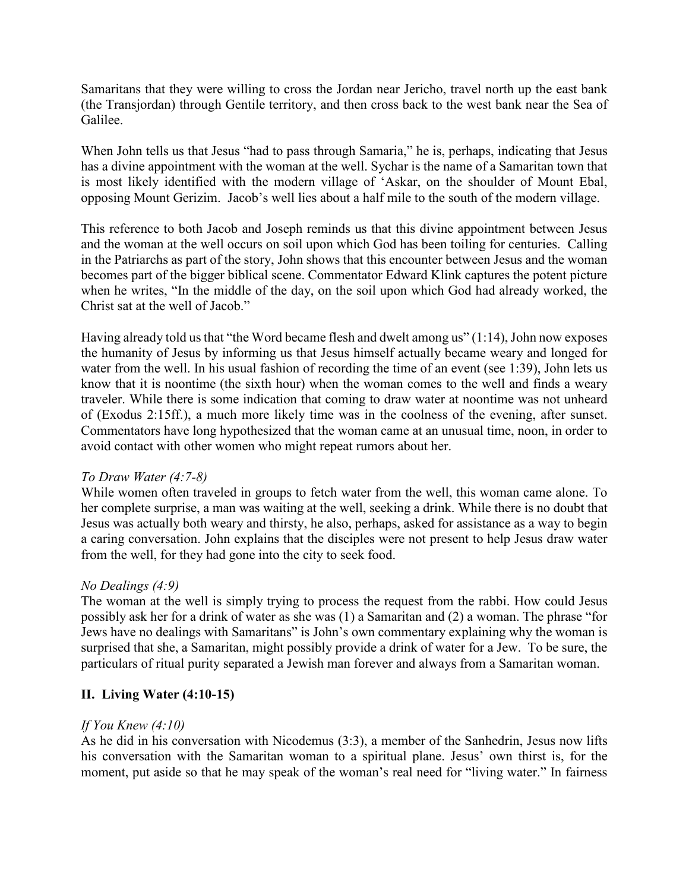Samaritans that they were willing to cross the Jordan near Jericho, travel north up the east bank (the Transjordan) through Gentile territory, and then cross back to the west bank near the Sea of Galilee.

When John tells us that Jesus "had to pass through Samaria," he is, perhaps, indicating that Jesus has a divine appointment with the woman at the well. Sychar is the name of a Samaritan town that is most likely identified with the modern village of 'Askar, on the shoulder of Mount Ebal, opposing Mount Gerizim. Jacob's well lies about a half mile to the south of the modern village.

This reference to both Jacob and Joseph reminds us that this divine appointment between Jesus and the woman at the well occurs on soil upon which God has been toiling for centuries. Calling in the Patriarchs as part of the story, John shows that this encounter between Jesus and the woman becomes part of the bigger biblical scene. Commentator Edward Klink captures the potent picture when he writes, "In the middle of the day, on the soil upon which God had already worked, the Christ sat at the well of Jacob."

Having already told us that "the Word became flesh and dwelt among us" (1:14), John now exposes the humanity of Jesus by informing us that Jesus himself actually became weary and longed for water from the well. In his usual fashion of recording the time of an event (see 1:39), John lets us know that it is noontime (the sixth hour) when the woman comes to the well and finds a weary traveler. While there is some indication that coming to draw water at noontime was not unheard of (Exodus 2:15ff.), a much more likely time was in the coolness of the evening, after sunset. Commentators have long hypothesized that the woman came at an unusual time, noon, in order to avoid contact with other women who might repeat rumors about her.

*To Draw Water (4:7-8)*
While women often traveled in groups to fetch water from the well, this woman came alone. To her complete surprise, a man was waiting at the well, seeking a drink. While there is no doubt that Jesus was actually both weary and thirsty, he also, perhaps, asked for assistance as a way to begin a caring conversation. John explains that the disciples were not present to help Jesus draw water from the well, for they had gone into the city to seek food.

*No Dealings (4:9)*
The woman at the well is simply trying to process the request from the rabbi. How could Jesus possibly ask her for a drink of water as she was (1) a Samaritan and (2) a woman. The phrase "for Jews have no dealings with Samaritans" is John's own commentary explaining why the woman is surprised that she, a Samaritan, might possibly provide a drink of water for a Jew. To be sure, the particulars of ritual purity separated a Jewish man forever and always from a Samaritan woman.

## II. Living Water (4:10-15)

*If You Knew (4:10)*
As he did in his conversation with Nicodemus (3:3), a member of the Sanhedrin, Jesus now lifts his conversation with the Samaritan woman to a spiritual plane. Jesus' own thirst is, for the moment, put aside so that he may speak of the woman's real need for "living water." In fairness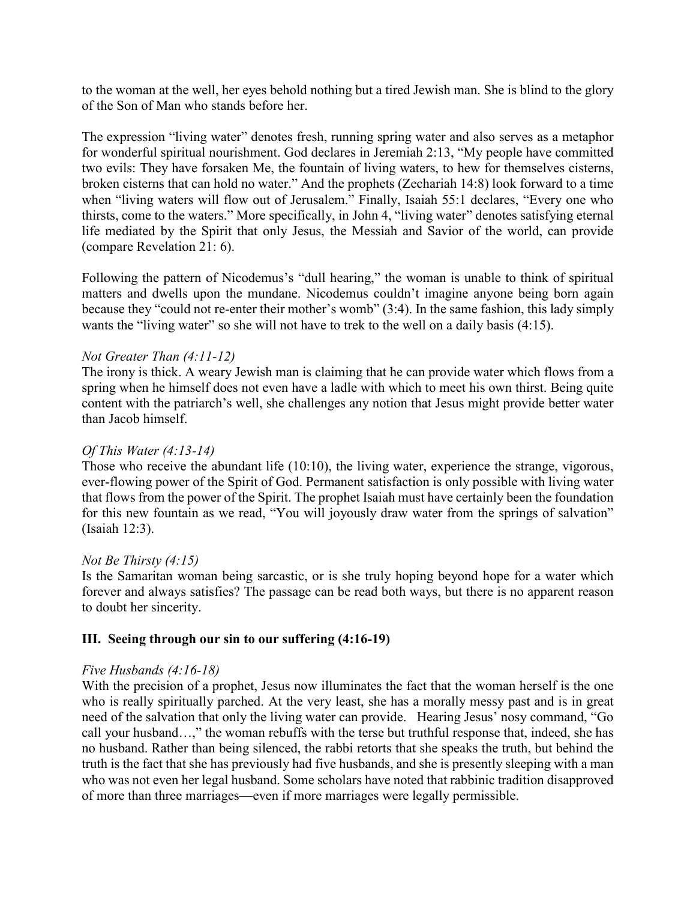to the woman at the well, her eyes behold nothing but a tired Jewish man. She is blind to the glory of the Son of Man who stands before her.

The expression "living water" denotes fresh, running spring water and also serves as a metaphor for wonderful spiritual nourishment. God declares in Jeremiah 2:13, "My people have committed two evils: They have forsaken Me, the fountain of living waters, to hew for themselves cisterns, broken cisterns that can hold no water." And the prophets (Zechariah 14:8) look forward to a time when "living waters will flow out of Jerusalem." Finally, Isaiah 55:1 declares, "Every one who thirsts, come to the waters." More specifically, in John 4, "living water" denotes satisfying eternal life mediated by the Spirit that only Jesus, the Messiah and Savior of the world, can provide (compare Revelation 21: 6).

Following the pattern of Nicodemus's "dull hearing," the woman is unable to think of spiritual matters and dwells upon the mundane. Nicodemus couldn't imagine anyone being born again because they "could not re-enter their mother's womb" (3:4). In the same fashion, this lady simply wants the "living water" so she will not have to trek to the well on a daily basis (4:15).

*Not Greater Than (4:11-12)*
The irony is thick. A weary Jewish man is claiming that he can provide water which flows from a spring when he himself does not even have a ladle with which to meet his own thirst. Being quite content with the patriarch's well, she challenges any notion that Jesus might provide better water than Jacob himself.

*Of This Water (4:13-14)*
Those who receive the abundant life (10:10), the living water, experience the strange, vigorous, ever-flowing power of the Spirit of God. Permanent satisfaction is only possible with living water that flows from the power of the Spirit. The prophet Isaiah must have certainly been the foundation for this new fountain as we read, "You will joyously draw water from the springs of salvation" (Isaiah 12:3).

*Not Be Thirsty (4:15)*
Is the Samaritan woman being sarcastic, or is she truly hoping beyond hope for a water which forever and always satisfies? The passage can be read both ways, but there is no apparent reason to doubt her sincerity.

## III. Seeing through our sin to our suffering (4:16-19)

*Five Husbands (4:16-18)*
With the precision of a prophet, Jesus now illuminates the fact that the woman herself is the one who is really spiritually parched. At the very least, she has a morally messy past and is in great need of the salvation that only the living water can provide. Hearing Jesus' nosy command, "Go call your husband…," the woman rebuffs with the terse but truthful response that, indeed, she has no husband. Rather than being silenced, the rabbi retorts that she speaks the truth, but behind the truth is the fact that she has previously had five husbands, and she is presently sleeping with a man who was not even her legal husband. Some scholars have noted that rabbinic tradition disapproved of more than three marriages—even if more marriages were legally permissible.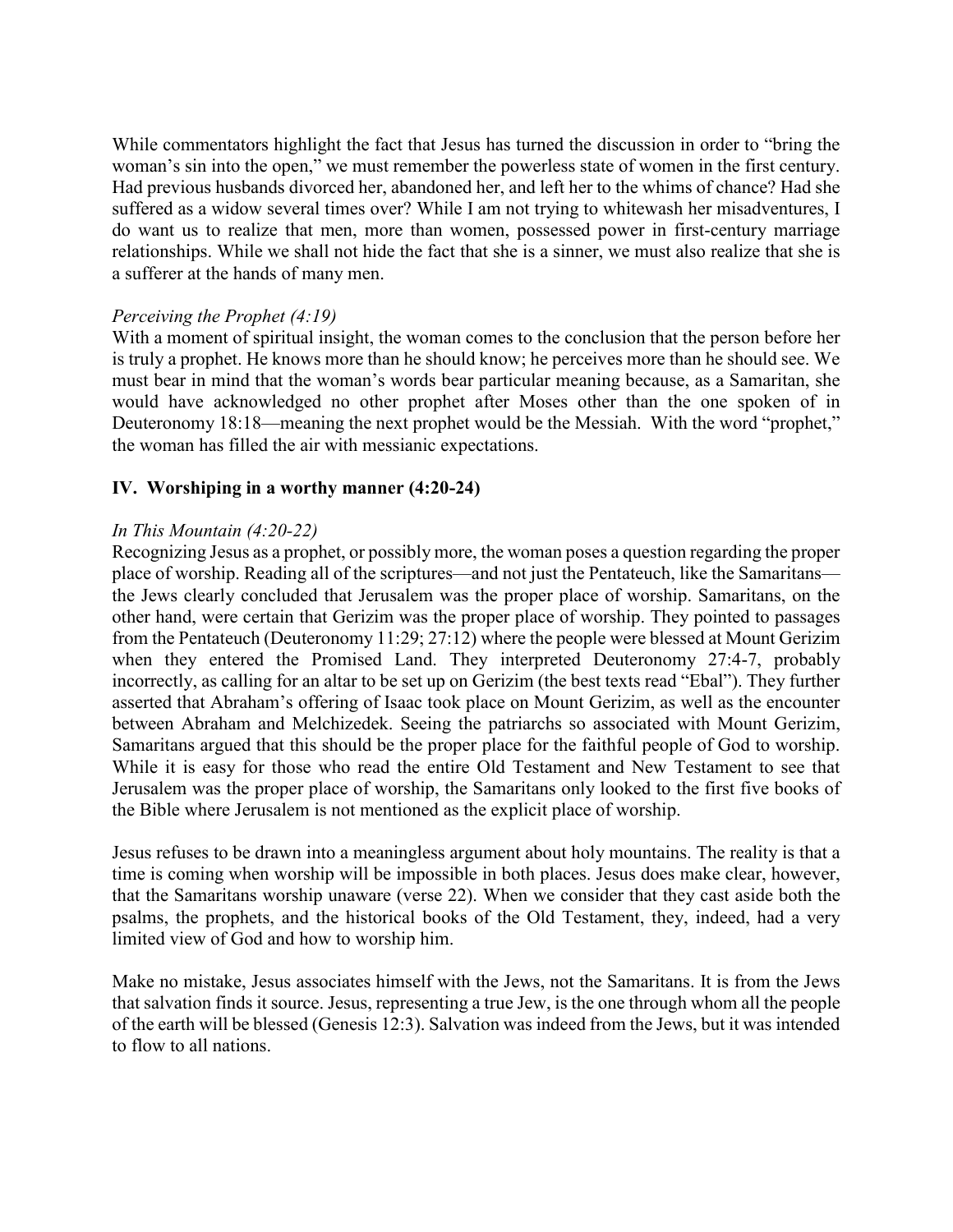While commentators highlight the fact that Jesus has turned the discussion in order to "bring the woman's sin into the open," we must remember the powerless state of women in the first century. Had previous husbands divorced her, abandoned her, and left her to the whims of chance? Had she suffered as a widow several times over? While I am not trying to whitewash her misadventures, I do want us to realize that men, more than women, possessed power in first-century marriage relationships. While we shall not hide the fact that she is a sinner, we must also realize that she is a sufferer at the hands of many men.

*Perceiving the Prophet (4:19)*

With a moment of spiritual insight, the woman comes to the conclusion that the person before her is truly a prophet. He knows more than he should know; he perceives more than he should see. We must bear in mind that the woman's words bear particular meaning because, as a Samaritan, she would have acknowledged no other prophet after Moses other than the one spoken of in Deuteronomy 18:18—meaning the next prophet would be the Messiah. With the word "prophet," the woman has filled the air with messianic expectations.

### IV. Worshiping in a worthy manner (4:20-24)

*In This Mountain (4:20-22)*

Recognizing Jesus as a prophet, or possibly more, the woman poses a question regarding the proper place of worship. Reading all of the scriptures—and not just the Pentateuch, like the Samaritans—the Jews clearly concluded that Jerusalem was the proper place of worship. Samaritans, on the other hand, were certain that Gerizim was the proper place of worship. They pointed to passages from the Pentateuch (Deuteronomy 11:29; 27:12) where the people were blessed at Mount Gerizim when they entered the Promised Land. They interpreted Deuteronomy 27:4-7, probably incorrectly, as calling for an altar to be set up on Gerizim (the best texts read "Ebal"). They further asserted that Abraham's offering of Isaac took place on Mount Gerizim, as well as the encounter between Abraham and Melchizedek. Seeing the patriarchs so associated with Mount Gerizim, Samaritans argued that this should be the proper place for the faithful people of God to worship. While it is easy for those who read the entire Old Testament and New Testament to see that Jerusalem was the proper place of worship, the Samaritans only looked to the first five books of the Bible where Jerusalem is not mentioned as the explicit place of worship.

Jesus refuses to be drawn into a meaningless argument about holy mountains. The reality is that a time is coming when worship will be impossible in both places. Jesus does make clear, however, that the Samaritans worship unaware (verse 22). When we consider that they cast aside both the psalms, the prophets, and the historical books of the Old Testament, they, indeed, had a very limited view of God and how to worship him.

Make no mistake, Jesus associates himself with the Jews, not the Samaritans. It is from the Jews that salvation finds it source. Jesus, representing a true Jew, is the one through whom all the people of the earth will be blessed (Genesis 12:3). Salvation was indeed from the Jews, but it was intended to flow to all nations.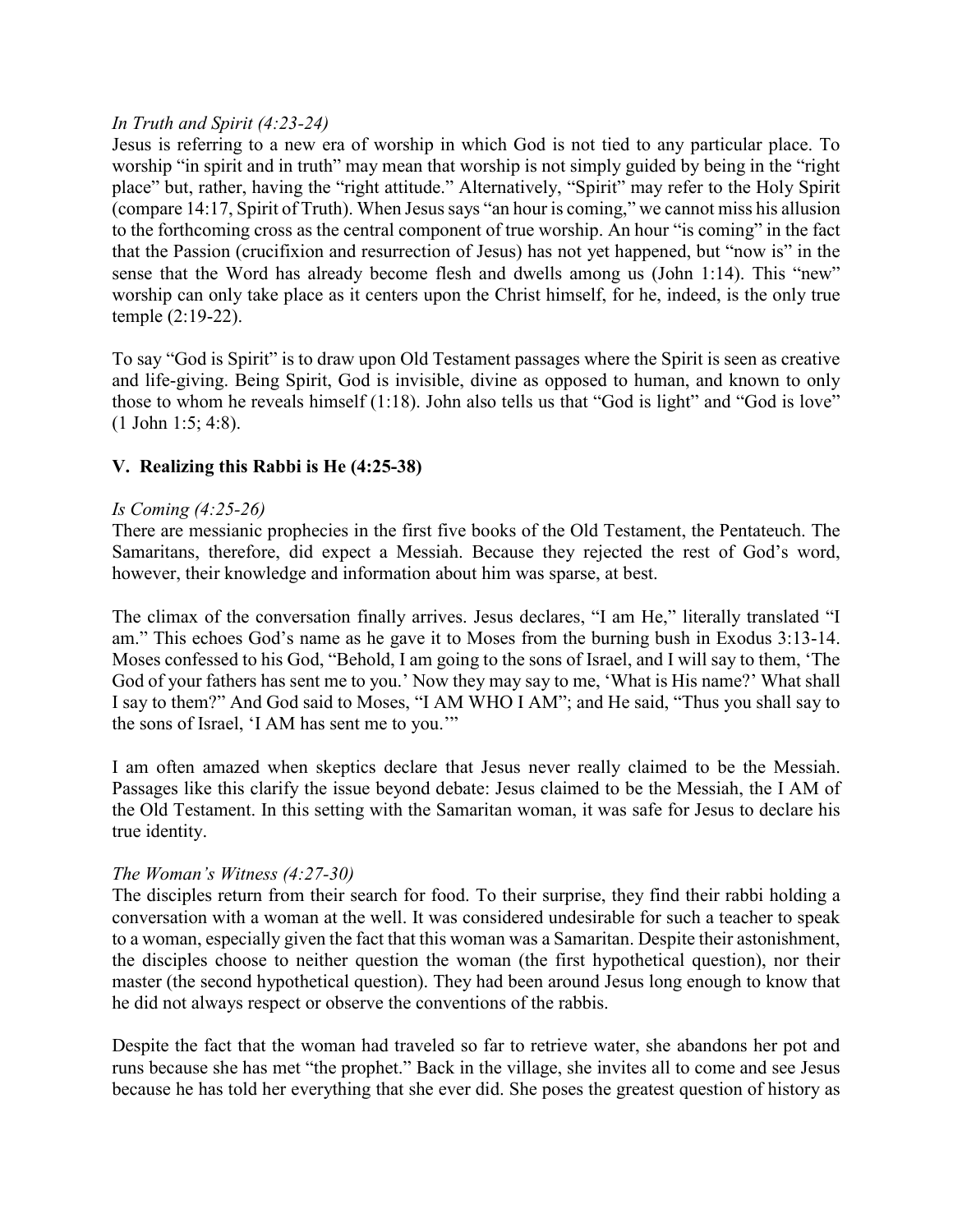*In Truth and Spirit (4:23-24)*
Jesus is referring to a new era of worship in which God is not tied to any particular place. To worship "in spirit and in truth" may mean that worship is not simply guided by being in the "right place" but, rather, having the "right attitude." Alternatively, "Spirit" may refer to the Holy Spirit (compare 14:17, Spirit of Truth). When Jesus says "an hour is coming," we cannot miss his allusion to the forthcoming cross as the central component of true worship. An hour "is coming" in the fact that the Passion (crucifixion and resurrection of Jesus) has not yet happened, but "now is" in the sense that the Word has already become flesh and dwells among us (John 1:14). This "new" worship can only take place as it centers upon the Christ himself, for he, indeed, is the only true temple (2:19-22).

To say "God is Spirit" is to draw upon Old Testament passages where the Spirit is seen as creative and life-giving. Being Spirit, God is invisible, divine as opposed to human, and known to only those to whom he reveals himself (1:18). John also tells us that "God is light" and "God is love" (1 John 1:5; 4:8).

## V. Realizing this Rabbi is He (4:25-38)

*Is Coming (4:25-26)*
There are messianic prophecies in the first five books of the Old Testament, the Pentateuch. The Samaritans, therefore, did expect a Messiah. Because they rejected the rest of God's word, however, their knowledge and information about him was sparse, at best.

The climax of the conversation finally arrives. Jesus declares, "I am He," literally translated "I am." This echoes God's name as he gave it to Moses from the burning bush in Exodus 3:13-14. Moses confessed to his God, "Behold, I am going to the sons of Israel, and I will say to them, 'The God of your fathers has sent me to you.' Now they may say to me, 'What is His name?' What shall I say to them?" And God said to Moses, "I AM WHO I AM"; and He said, "Thus you shall say to the sons of Israel, 'I AM has sent me to you.'"

I am often amazed when skeptics declare that Jesus never really claimed to be the Messiah. Passages like this clarify the issue beyond debate: Jesus claimed to be the Messiah, the I AM of the Old Testament. In this setting with the Samaritan woman, it was safe for Jesus to declare his true identity.

*The Woman's Witness (4:27-30)*
The disciples return from their search for food. To their surprise, they find their rabbi holding a conversation with a woman at the well. It was considered undesirable for such a teacher to speak to a woman, especially given the fact that this woman was a Samaritan. Despite their astonishment, the disciples choose to neither question the woman (the first hypothetical question), nor their master (the second hypothetical question). They had been around Jesus long enough to know that he did not always respect or observe the conventions of the rabbis.

Despite the fact that the woman had traveled so far to retrieve water, she abandons her pot and runs because she has met "the prophet." Back in the village, she invites all to come and see Jesus because he has told her everything that she ever did. She poses the greatest question of history as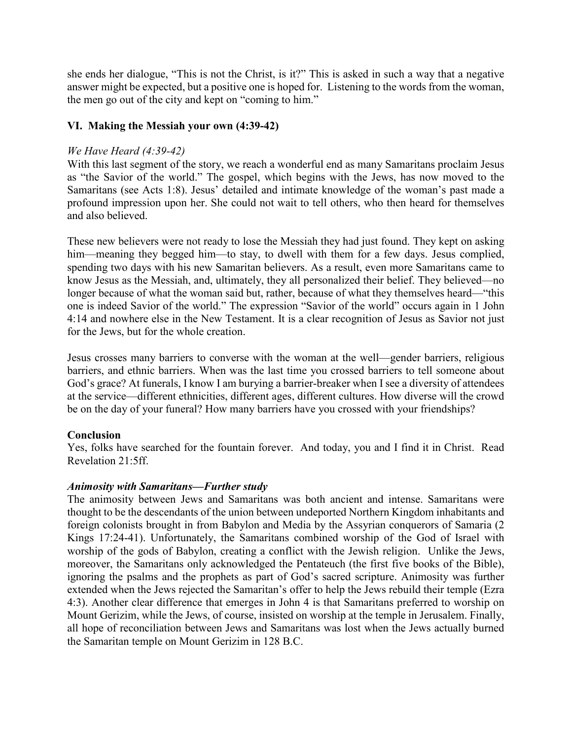she ends her dialogue, "This is not the Christ, is it?" This is asked in such a way that a negative answer might be expected, but a positive one is hoped for. Listening to the words from the woman, the men go out of the city and kept on "coming to him."

### VI. Making the Messiah your own (4:39-42)

*We Have Heard (4:39-42)*

With this last segment of the story, we reach a wonderful end as many Samaritans proclaim Jesus as "the Savior of the world." The gospel, which begins with the Jews, has now moved to the Samaritans (see Acts 1:8). Jesus' detailed and intimate knowledge of the woman's past made a profound impression upon her. She could not wait to tell others, who then heard for themselves and also believed.

These new believers were not ready to lose the Messiah they had just found. They kept on asking him—meaning they begged him—to stay, to dwell with them for a few days. Jesus complied, spending two days with his new Samaritan believers. As a result, even more Samaritans came to know Jesus as the Messiah, and, ultimately, they all personalized their belief. They believed—no longer because of what the woman said but, rather, because of what they themselves heard—"this one is indeed Savior of the world." The expression "Savior of the world" occurs again in 1 John 4:14 and nowhere else in the New Testament. It is a clear recognition of Jesus as Savior not just for the Jews, but for the whole creation.

Jesus crosses many barriers to converse with the woman at the well—gender barriers, religious barriers, and ethnic barriers. When was the last time you crossed barriers to tell someone about God's grace? At funerals, I know I am burying a barrier-breaker when I see a diversity of attendees at the service—different ethnicities, different ages, different cultures. How diverse will the crowd be on the day of your funeral? How many barriers have you crossed with your friendships?

### Conclusion

Yes, folks have searched for the fountain forever. And today, you and I find it in Christ. Read Revelation 21:5ff.

***Animosity with Samaritans—Further study***

The animosity between Jews and Samaritans was both ancient and intense. Samaritans were thought to be the descendants of the union between undeported Northern Kingdom inhabitants and foreign colonists brought in from Babylon and Media by the Assyrian conquerors of Samaria (2 Kings 17:24-41). Unfortunately, the Samaritans combined worship of the God of Israel with worship of the gods of Babylon, creating a conflict with the Jewish religion. Unlike the Jews, moreover, the Samaritans only acknowledged the Pentateuch (the first five books of the Bible), ignoring the psalms and the prophets as part of God's sacred scripture. Animosity was further extended when the Jews rejected the Samaritan's offer to help the Jews rebuild their temple (Ezra 4:3). Another clear difference that emerges in John 4 is that Samaritans preferred to worship on Mount Gerizim, while the Jews, of course, insisted on worship at the temple in Jerusalem. Finally, all hope of reconciliation between Jews and Samaritans was lost when the Jews actually burned the Samaritan temple on Mount Gerizim in 128 B.C.